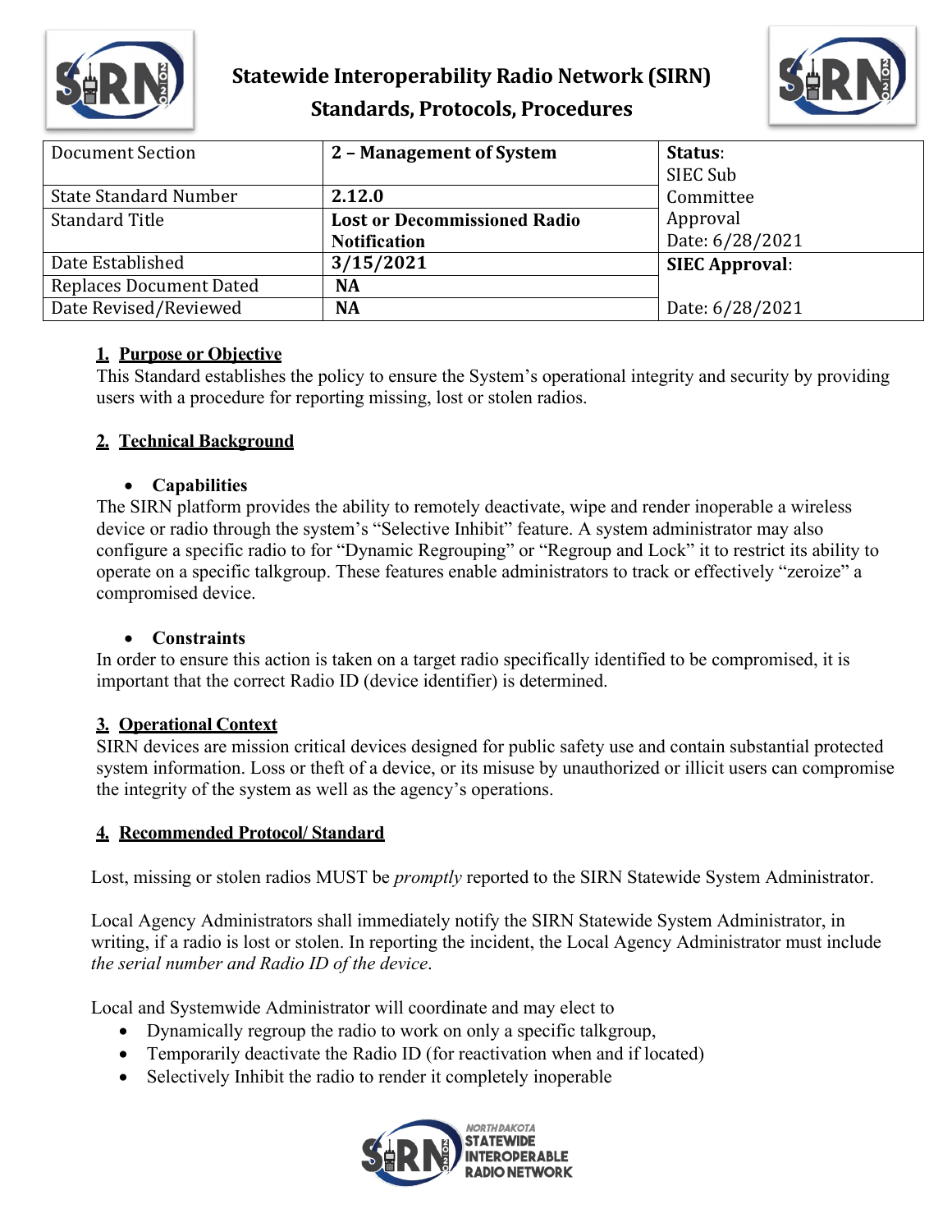# Statewide Interoperability Radio Network (SIRN)
## Standards, Protocols, Procedures

| Document Section | **2 – Management of System** | **Status**: SIEC Sub Committee Approval Date: 6/28/2021 |
| --- | --- | --- |
| State Standard Number | **2.12.0** | |
| Standard Title | **Lost or Decommissioned Radio Notification** | |
| Date Established | **3/15/2021** | **SIEC Approval**: |
| Replaces Document Dated | **NA** | |
| Date Revised/Reviewed | **NA** | Date: 6/28/2021 |

### 1. Purpose or Objective

This Standard establishes the policy to ensure the System's operational integrity and security by providing users with a procedure for reporting missing, lost or stolen radios.

### 2. Technical Background

- **Capabilities**

The SIRN platform provides the ability to remotely deactivate, wipe and render inoperable a wireless device or radio through the system's "Selective Inhibit" feature. A system administrator may also configure a specific radio to for "Dynamic Regrouping" or "Regroup and Lock" it to restrict its ability to operate on a specific talkgroup. These features enable administrators to track or effectively "zeroize" a compromised device.

- **Constraints**

In order to ensure this action is taken on a target radio specifically identified to be compromised, it is important that the correct Radio ID (device identifier) is determined.

### 3. Operational Context

SIRN devices are mission critical devices designed for public safety use and contain substantial protected system information. Loss or theft of a device, or its misuse by unauthorized or illicit users can compromise the integrity of the system as well as the agency's operations.

### 4. Recommended Protocol/ Standard

Lost, missing or stolen radios MUST be *promptly* reported to the SIRN Statewide System Administrator.

Local Agency Administrators shall immediately notify the SIRN Statewide System Administrator, in writing, if a radio is lost or stolen. In reporting the incident, the Local Agency Administrator must include *the serial number and Radio ID of the device*.

Local and Systemwide Administrator will coordinate and may elect to

- Dynamically regroup the radio to work on only a specific talkgroup,
- Temporarily deactivate the Radio ID (for reactivation when and if located)
- Selectively Inhibit the radio to render it completely inoperable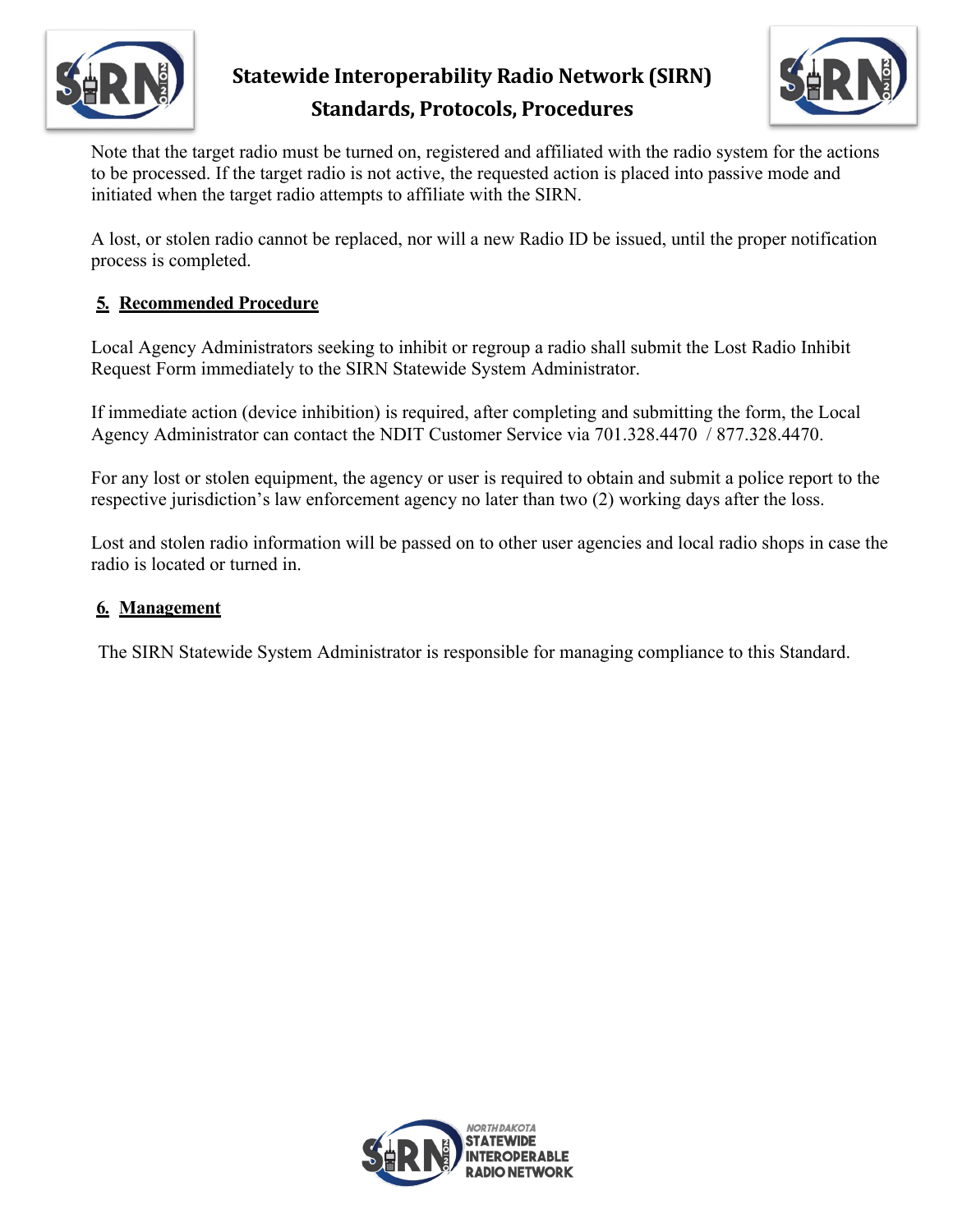Note that the target radio must be turned on, registered and affiliated with the radio system for the actions to be processed. If the target radio is not active, the requested action is placed into passive mode and initiated when the target radio attempts to affiliate with the SIRN.

A lost, or stolen radio cannot be replaced, nor will a new Radio ID be issued, until the proper notification process is completed.

## 5. Recommended Procedure

Local Agency Administrators seeking to inhibit or regroup a radio shall submit the Lost Radio Inhibit Request Form immediately to the SIRN Statewide System Administrator.

If immediate action (device inhibition) is required, after completing and submitting the form, the Local Agency Administrator can contact the NDIT Customer Service via 701.328.4470 / 877.328.4470.

For any lost or stolen equipment, the agency or user is required to obtain and submit a police report to the respective jurisdiction's law enforcement agency no later than two (2) working days after the loss.

Lost and stolen radio information will be passed on to other user agencies and local radio shops in case the radio is located or turned in.

## 6. Management

The SIRN Statewide System Administrator is responsible for managing compliance to this Standard.